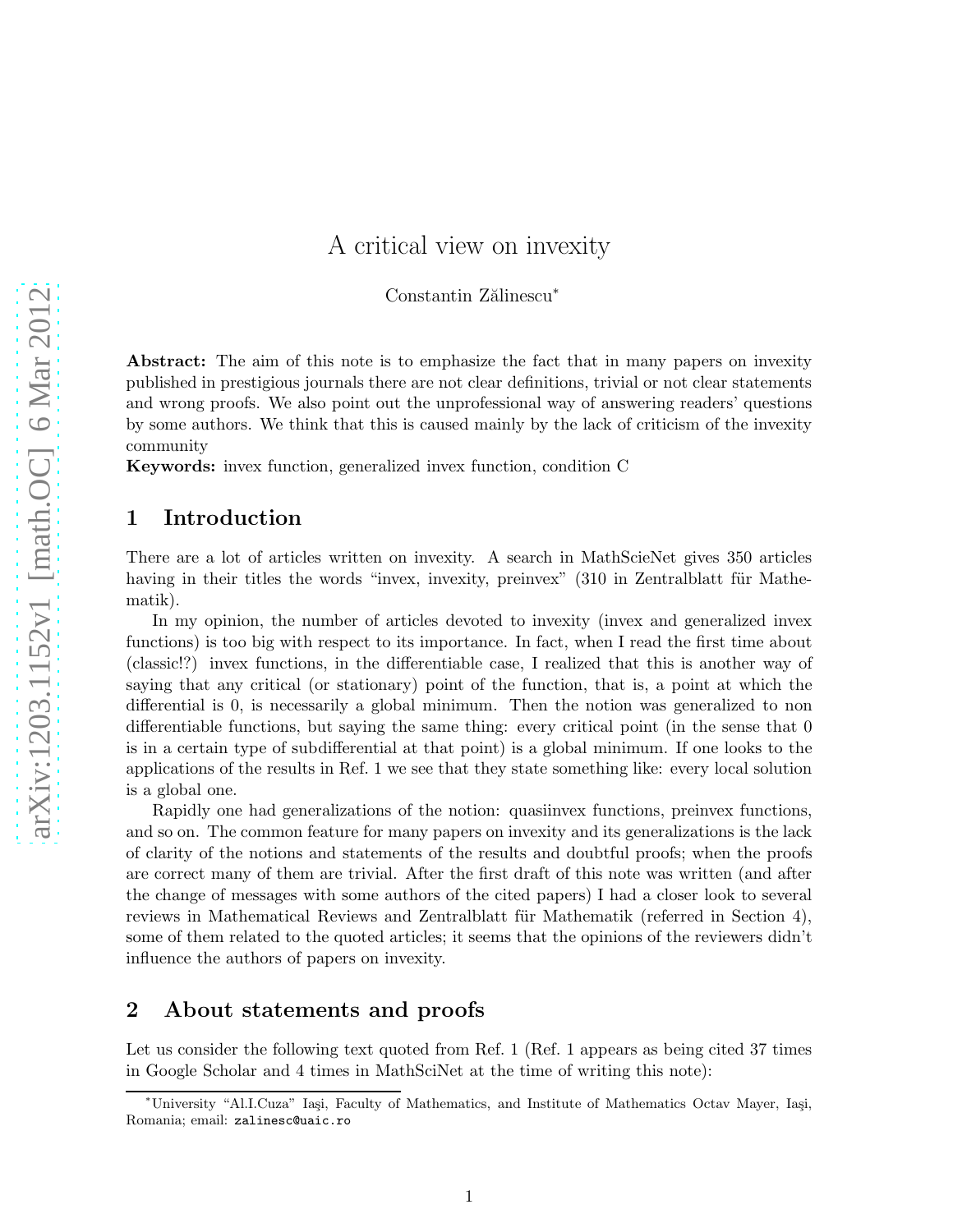# A critical view on invexity

Constantin Zălinescu[*]

**Abstract:** The aim of this note is to emphasize the fact that in many papers on invexity published in prestigious journals there are not clear definitions, trivial or not clear statements and wrong proofs. We also point out the unprofessional way of answering readers' questions by some authors. We think that this is caused mainly by the lack of criticism of the invexity community

**Keywords:** invex function, generalized invex function, condition C

## 1 Introduction

There are a lot of articles written on invexity. A search in MathScieNet gives 350 articles having in their titles the words "invex, invexity, preinvex" (310 in Zentralblatt für Mathematik).

In my opinion, the number of articles devoted to invexity (invex and generalized invex functions) is too big with respect to its importance. In fact, when I read the first time about (classic!?) invex functions, in the differentiable case, I realized that this is another way of saying that any critical (or stationary) point of the function, that is, a point at which the differential is 0, is necessarily a global minimum. Then the notion was generalized to non differentiable functions, but saying the same thing: every critical point (in the sense that 0 is in a certain type of subdifferential at that point) is a global minimum. If one looks to the applications of the results in Ref. 1 we see that they state something like: every local solution is a global one.

Rapidly one had generalizations of the notion: quasiinvex functions, preinvex functions, and so on. The common feature for many papers on invexity and its generalizations is the lack of clarity of the notions and statements of the results and doubtful proofs; when the proofs are correct many of them are trivial. After the first draft of this note was written (and after the change of messages with some authors of the cited papers) I had a closer look to several reviews in Mathematical Reviews and Zentralblatt für Mathematik (referred in Section 4), some of them related to the quoted articles; it seems that the opinions of the reviewers didn't influence the authors of papers on invexity.

## 2 About statements and proofs

Let us consider the following text quoted from Ref. 1 (Ref. 1 appears as being cited 37 times in Google Scholar and 4 times in MathSciNet at the time of writing this note):

[*] University "Al.I.Cuza" Iaşi, Faculty of Mathematics, and Institute of Mathematics Octav Mayer, Iaşi, Romania; email: `zalinesc@uaic.ro`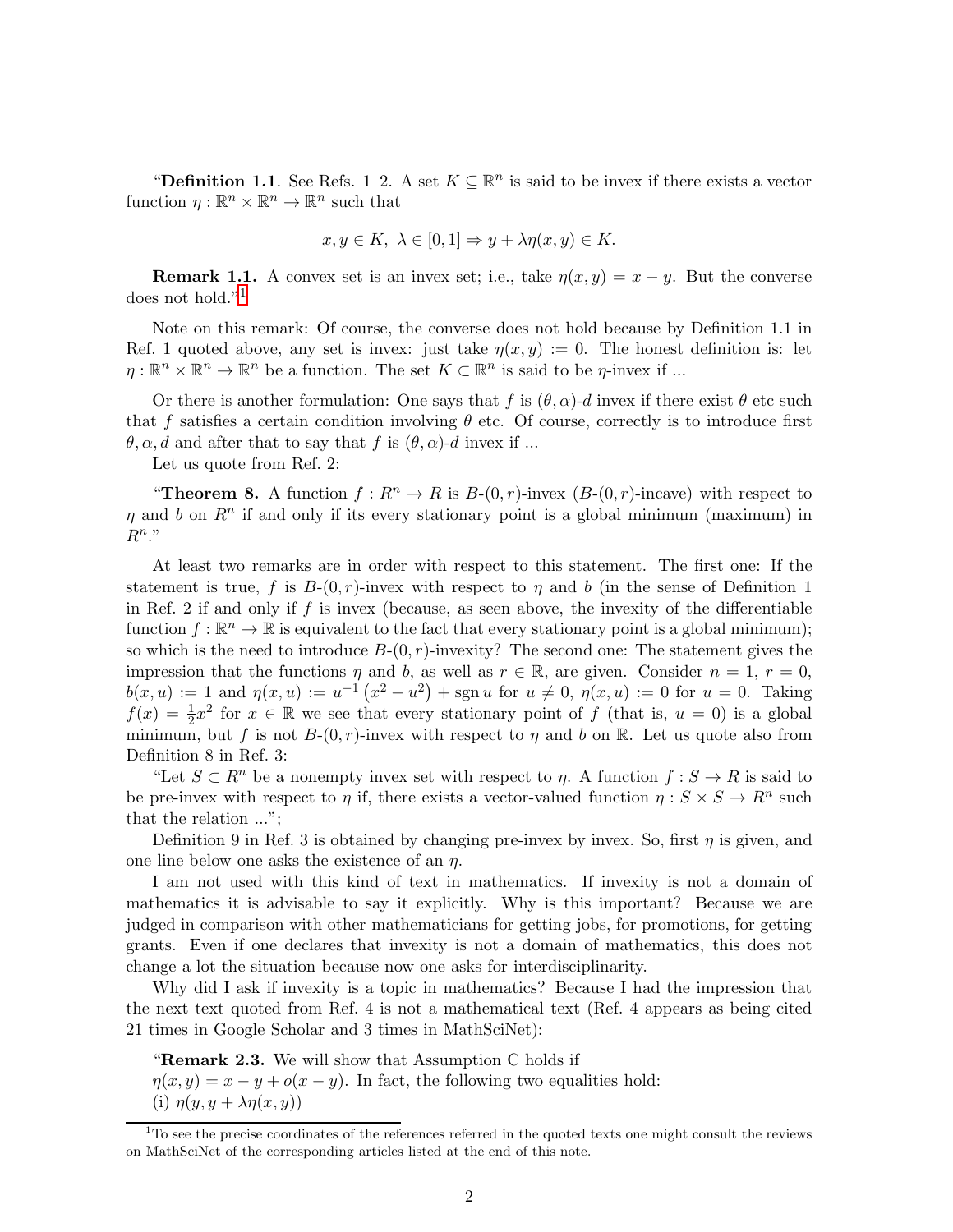"**Definition 1.1**. See Refs. 1–2. A set $K \subseteq \mathbb{R}^n$ is said to be invex if there exists a vector function $\eta : \mathbb{R}^n \times \mathbb{R}^n \to \mathbb{R}^n$ such that

$$x, y \in K,\ \lambda \in [0,1] \Rightarrow y + \lambda \eta(x,y) \in K.$$

**Remark 1.1.** A convex set is an invex set; i.e., take $\eta(x,y) = x - y$. But the converse does not hold."[1]

Note on this remark: Of course, the converse does not hold because by Definition 1.1 in Ref. 1 quoted above, any set is invex: just take $\eta(x,y) := 0$. The honest definition is: let $\eta : \mathbb{R}^n \times \mathbb{R}^n \to \mathbb{R}^n$ be a function. The set $K \subset \mathbb{R}^n$ is said to be $\eta$-invex if ...

Or there is another formulation: One says that $f$ is $(\theta, \alpha)$-$d$ invex if there exist $\theta$ etc such that $f$ satisfies a certain condition involving $\theta$ etc. Of course, correctly is to introduce first $\theta, \alpha, d$ and after that to say that $f$ is $(\theta, \alpha)$-$d$ invex if ...

Let us quote from Ref. 2:

"**Theorem 8.** A function $f : R^n \to R$ is $B$-$(0,r)$-invex ($B$-$(0,r)$-incave) with respect to $\eta$ and $b$ on $R^n$ if and only if its every stationary point is a global minimum (maximum) in $R^n$."

At least two remarks are in order with respect to this statement. The first one: If the statement is true, $f$ is $B$-$(0,r)$-invex with respect to $\eta$ and $b$ (in the sense of Definition 1 in Ref. 2 if and only if $f$ is invex (because, as seen above, the invexity of the differentiable function $f : \mathbb{R}^n \to \mathbb{R}$ is equivalent to the fact that every stationary point is a global minimum); so which is the need to introduce $B$-$(0,r)$-invexity? The second one: The statement gives the impression that the functions $\eta$ and $b$, as well as $r \in \mathbb{R}$, are given. Consider $n = 1$, $r = 0$, $b(x,u) := 1$ and $\eta(x,u) := u^{-1}\left(x^2 - u^2\right) + \operatorname{sgn} u$ for $u \neq 0$, $\eta(x,u) := 0$ for $u = 0$. Taking $f(x) = \frac{1}{2}x^2$ for $x \in \mathbb{R}$ we see that every stationary point of $f$ (that is, $u = 0$) is a global minimum, but $f$ is not $B$-$(0,r)$-invex with respect to $\eta$ and $b$ on $\mathbb{R}$. Let us quote also from Definition 8 in Ref. 3:

"Let $S \subset R^n$ be a nonempty invex set with respect to $\eta$. A function $f : S \to R$ is said to be pre-invex with respect to $\eta$ if, there exists a vector-valued function $\eta : S \times S \to R^n$ such that the relation ...";

Definition 9 in Ref. 3 is obtained by changing pre-invex by invex. So, first $\eta$ is given, and one line below one asks the existence of an $\eta$.

I am not used with this kind of text in mathematics. If invexity is not a domain of mathematics it is advisable to say it explicitly. Why is this important? Because we are judged in comparison with other mathematicians for getting jobs, for promotions, for getting grants. Even if one declares that invexity is not a domain of mathematics, this does not change a lot the situation because now one asks for interdisciplinarity.

Why did I ask if invexity is a topic in mathematics? Because I had the impression that the next text quoted from Ref. 4 is not a mathematical text (Ref. 4 appears as being cited 21 times in Google Scholar and 3 times in MathSciNet):

"**Remark 2.3.** We will show that Assumption C holds if
$\eta(x,y) = x - y + o(x - y)$. In fact, the following two equalities hold:
(i) $\eta(y, y + \lambda\eta(x,y))$

[1] To see the precise coordinates of the references referred in the quoted texts one might consult the reviews on MathSciNet of the corresponding articles listed at the end of this note.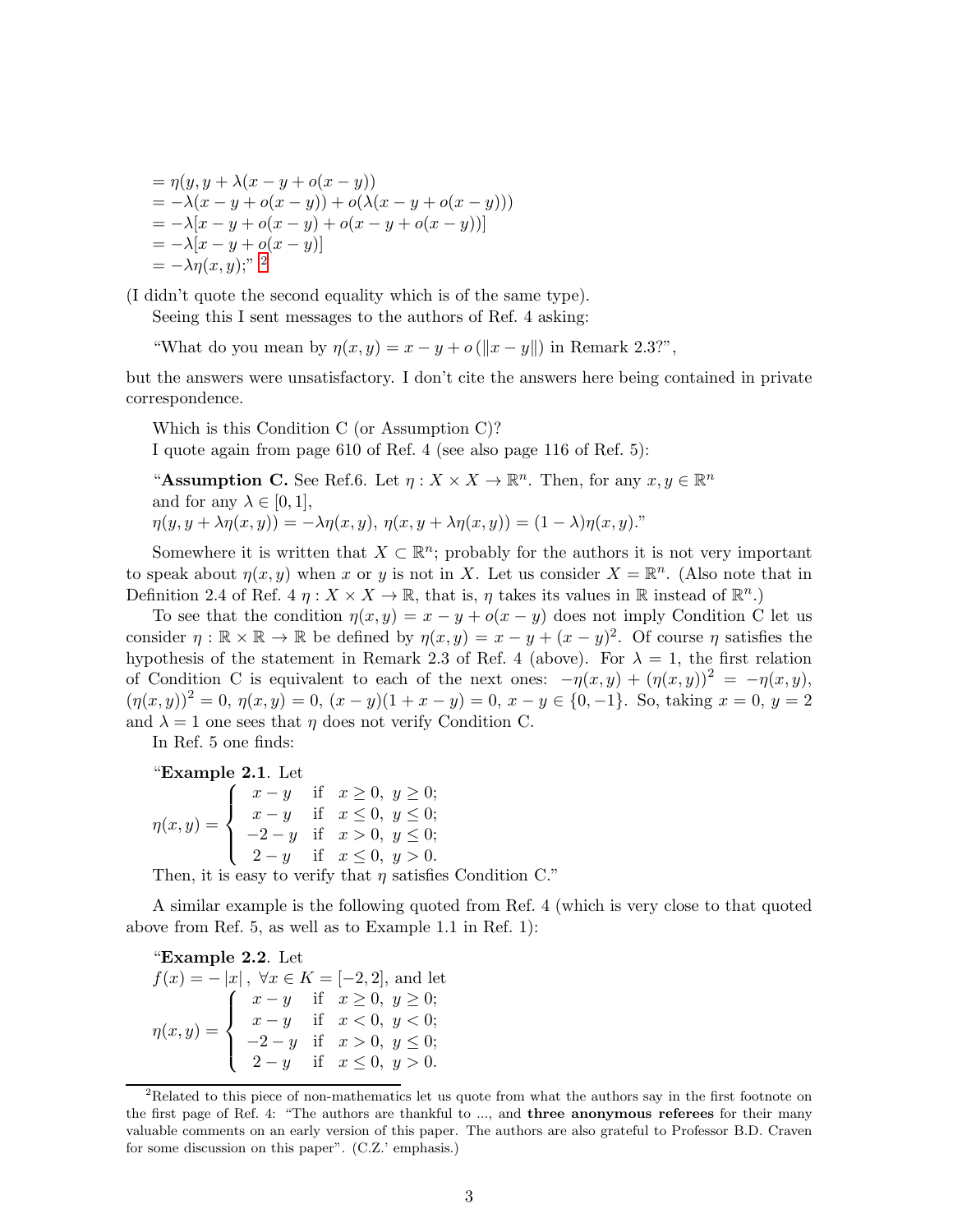$$
\begin{aligned}
&= \eta(y, y + \lambda(x - y + o(x - y))\\
&= -\lambda(x - y + o(x - y)) + o(\lambda(x - y + o(x - y)))\\
&= -\lambda[x - y + o(x - y) + o(x - y + o(x - y))]\\
&= -\lambda[x - y + o(x - y)]\\
&= -\lambda\eta(x, y);\text{''}\ [2]
\end{aligned}
$$

(I didn't quote the second equality which is of the same type).

Seeing this I sent messages to the authors of Ref. 4 asking:

> "What do you mean by $\eta(x, y) = x - y + o(\|x - y\|)$ in Remark 2.3?",

but the answers were unsatisfactory. I don't cite the answers here being contained in private correspondence.

Which is this Condition C (or Assumption C)?

I quote again from page 610 of Ref. 4 (see also page 116 of Ref. 5):

> "**Assumption C.** See Ref.6. Let $\eta : X \times X \to \mathbb{R}^n$. Then, for any $x, y \in \mathbb{R}^n$ and for any $\lambda \in [0, 1]$,
> $\eta(y, y + \lambda\eta(x, y)) = -\lambda\eta(x, y)$, $\eta(x, y + \lambda\eta(x, y)) = (1 - \lambda)\eta(x, y)$."

Somewhere it is written that $X \subset \mathbb{R}^n$; probably for the authors it is not very important to speak about $\eta(x, y)$ when $x$ or $y$ is not in $X$. Let us consider $X = \mathbb{R}^n$. (Also note that in Definition 2.4 of Ref. 4 $\eta : X \times X \to \mathbb{R}$, that is, $\eta$ takes its values in $\mathbb{R}$ instead of $\mathbb{R}^n$.)

To see that the condition $\eta(x, y) = x - y + o(x - y)$ does not imply Condition C let us consider $\eta : \mathbb{R} \times \mathbb{R} \to \mathbb{R}$ be defined by $\eta(x, y) = x - y + (x - y)^2$. Of course $\eta$ satisfies the hypothesis of the statement in Remark 2.3 of Ref. 4 (above). For $\lambda = 1$, the first relation of Condition C is equivalent to each of the next ones: $-\eta(x, y) + (\eta(x, y))^2 = -\eta(x, y)$, $(\eta(x, y))^2 = 0$, $\eta(x, y) = 0$, $(x - y)(1 + x - y) = 0$, $x - y \in \{0, -1\}$. So, taking $x = 0$, $y = 2$ and $\lambda = 1$ one sees that $\eta$ does not verify Condition C.

In Ref. 5 one finds:

> "**Example 2.1**. Let
> $$\eta(x, y) = \begin{cases} x - y & \text{if} \quad x \geq 0,\ y \geq 0; \\ x - y & \text{if} \quad x \leq 0,\ y \leq 0; \\ -2 - y & \text{if} \quad x > 0,\ y \leq 0; \\ 2 - y & \text{if} \quad x \leq 0,\ y > 0. \end{cases}$$
> Then, it is easy to verify that $\eta$ satisfies Condition C."

A similar example is the following quoted from Ref. 4 (which is very close to that quoted above from Ref. 5, as well as to Example 1.1 in Ref. 1):

> "**Example 2.2**. Let
> $f(x) = -|x|$, $\forall x \in K = [-2, 2]$, and let
> $$\eta(x, y) = \begin{cases} x - y & \text{if} \quad x \geq 0,\ y \geq 0; \\ x - y & \text{if} \quad x < 0,\ y < 0; \\ -2 - y & \text{if} \quad x > 0,\ y \leq 0; \\ 2 - y & \text{if} \quad x \leq 0,\ y > 0. \end{cases}$$

[2] Related to this piece of non-mathematics let us quote from what the authors say in the first footnote on the first page of Ref. 4: "The authors are thankful to ..., and **three anonymous referees** for their many valuable comments on an early version of this paper. The authors are also grateful to Professor B.D. Craven for some discussion on this paper". (C.Z.' emphasis.)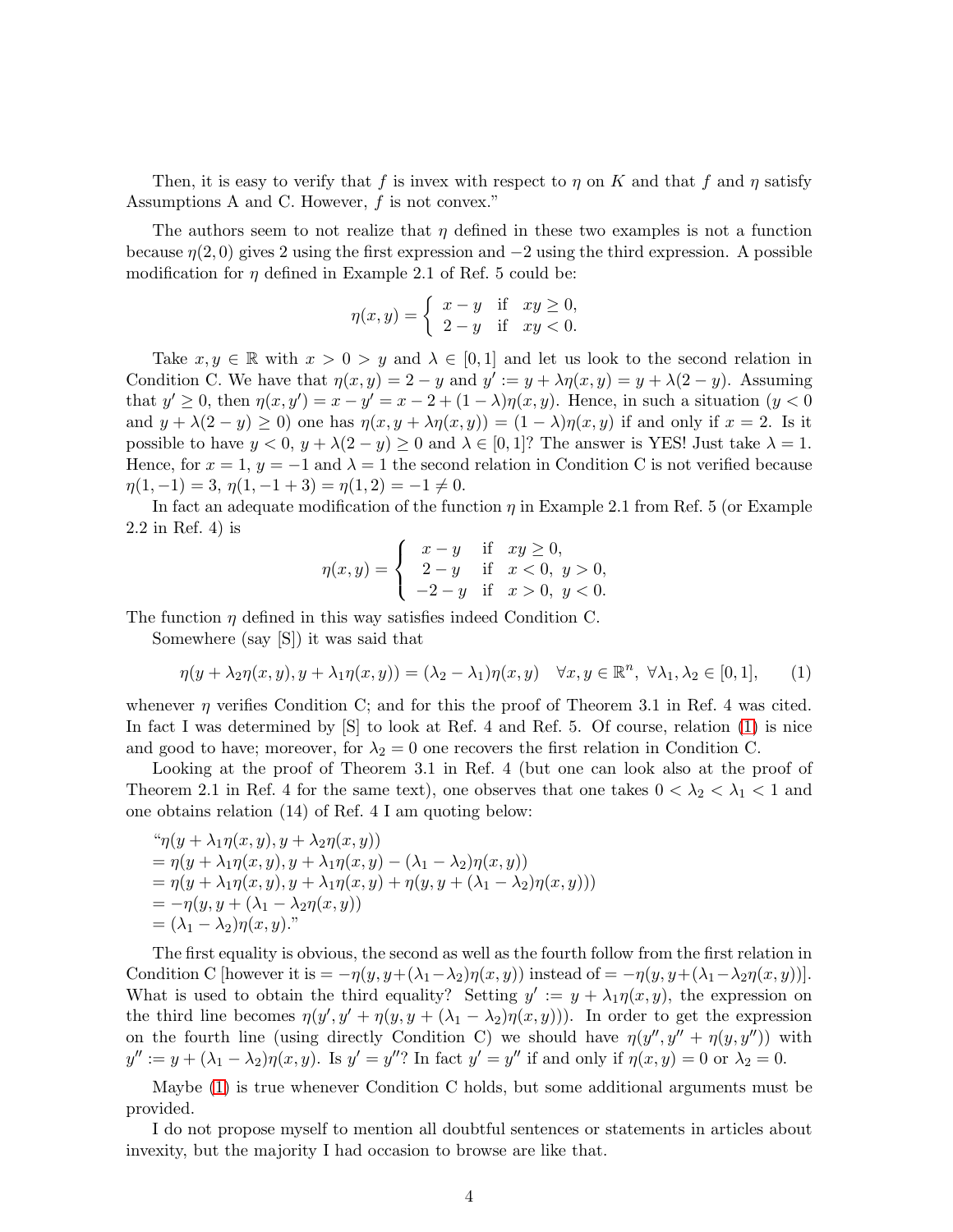Then, it is easy to verify that $f$ is invex with respect to $\eta$ on $K$ and that $f$ and $\eta$ satisfy Assumptions A and C. However, $f$ is not convex."

The authors seem to not realize that $\eta$ defined in these two examples is not a function because $\eta(2,0)$ gives 2 using the first expression and $-2$ using the third expression. A possible modification for $\eta$ defined in Example 2.1 of Ref. 5 could be:

$$\eta(x,y) = \begin{cases} x-y & \text{if} \quad xy \geq 0, \\ 2-y & \text{if} \quad xy < 0. \end{cases}$$

Take $x, y \in \mathbb{R}$ with $x > 0 > y$ and $\lambda \in [0,1]$ and let us look to the second relation in Condition C. We have that $\eta(x,y) = 2-y$ and $y' := y + \lambda\eta(x,y) = y + \lambda(2-y)$. Assuming that $y' \geq 0$, then $\eta(x,y') = x - y' = x - 2 + (1-\lambda)\eta(x,y)$. Hence, in such a situation ($y < 0$ and $y + \lambda(2-y) \geq 0$) one has $\eta(x, y + \lambda\eta(x,y)) = (1-\lambda)\eta(x,y)$ if and only if $x = 2$. Is it possible to have $y < 0$, $y + \lambda(2-y) \geq 0$ and $\lambda \in [0,1]$? The answer is YES! Just take $\lambda = 1$. Hence, for $x = 1$, $y = -1$ and $\lambda = 1$ the second relation in Condition C is not verified because $\eta(1,-1) = 3$, $\eta(1,-1+3) = \eta(1,2) = -1 \neq 0$.

In fact an adequate modification of the function $\eta$ in Example 2.1 from Ref. 5 (or Example 2.2 in Ref. 4) is

$$\eta(x,y) = \begin{cases} x-y & \text{if} \quad xy \geq 0, \\ 2-y & \text{if} \quad x < 0,\ y > 0, \\ -2-y & \text{if} \quad x > 0,\ y < 0. \end{cases}$$

The function $\eta$ defined in this way satisfies indeed Condition C.

Somewhere (say [S]) it was said that

$$\eta(y + \lambda_2\eta(x,y), y + \lambda_1\eta(x,y)) = (\lambda_2 - \lambda_1)\eta(x,y) \quad \forall x, y \in \mathbb{R}^n,\ \forall \lambda_1, \lambda_2 \in [0,1], \tag{1}$$

whenever $\eta$ verifies Condition C; and for this the proof of Theorem 3.1 in Ref. 4 was cited. In fact I was determined by [S] to look at Ref. 4 and Ref. 5. Of course, relation (1) is nice and good to have; moreover, for $\lambda_2 = 0$ one recovers the first relation in Condition C.

Looking at the proof of Theorem 3.1 in Ref. 4 (but one can look also at the proof of Theorem 2.1 in Ref. 4 for the same text), one observes that one takes $0 < \lambda_2 < \lambda_1 < 1$ and one obtains relation (14) of Ref. 4 I am quoting below:

"$\eta(y + \lambda_1\eta(x,y), y + \lambda_2\eta(x,y))$
$= \eta(y + \lambda_1\eta(x,y), y + \lambda_1\eta(x,y) - (\lambda_1 - \lambda_2)\eta(x,y))$
$= \eta(y + \lambda_1\eta(x,y), y + \lambda_1\eta(x,y) + \eta(y, y + (\lambda_1 - \lambda_2)\eta(x,y)))$
$= -\eta(y, y + (\lambda_1 - \lambda_2\eta(x,y))$
$= (\lambda_1 - \lambda_2)\eta(x,y)$."

The first equality is obvious, the second as well as the fourth follow from the first relation in Condition C [however it is $= -\eta(y, y + (\lambda_1 - \lambda_2)\eta(x,y))$ instead of $= -\eta(y, y + (\lambda_1 - \lambda_2\eta(x,y))$]. What is used to obtain the third equality? Setting $y' := y + \lambda_1\eta(x,y)$, the expression on the third line becomes $\eta(y', y' + \eta(y, y + (\lambda_1 - \lambda_2)\eta(x,y)))$. In order to get the expression on the fourth line (using directly Condition C) we should have $\eta(y'', y'' + \eta(y, y''))$ with $y'' := y + (\lambda_1 - \lambda_2)\eta(x,y)$. Is $y' = y''$? In fact $y' = y''$ if and only if $\eta(x,y) = 0$ or $\lambda_2 = 0$.

Maybe (1) is true whenever Condition C holds, but some additional arguments must be provided.

I do not propose myself to mention all doubtful sentences or statements in articles about invexity, but the majority I had occasion to browse are like that.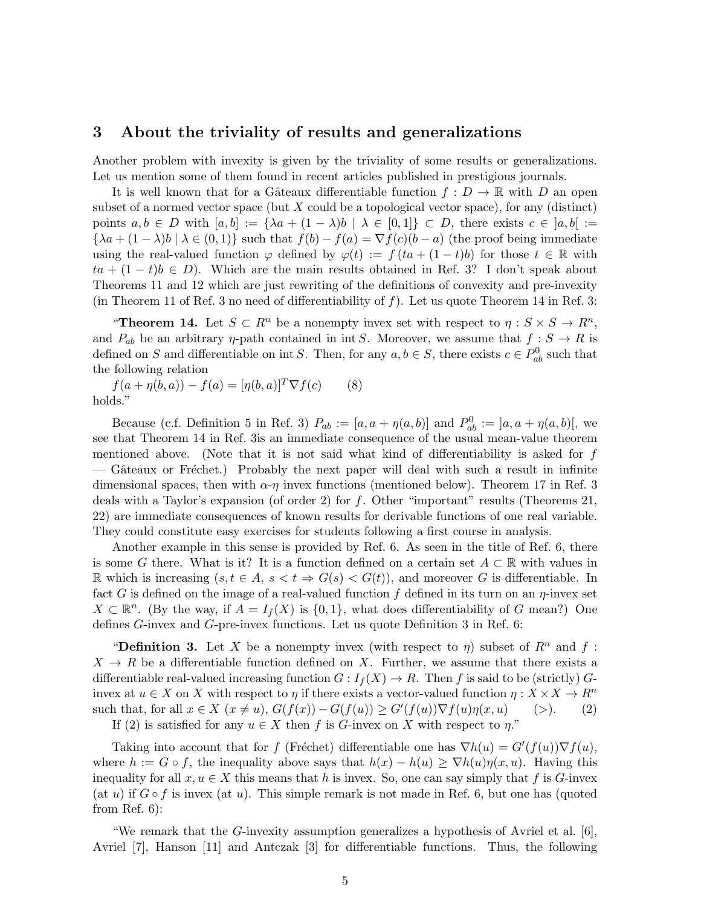## 3 About the triviality of results and generalizations

Another problem with invexity is given by the triviality of some results or generalizations. Let us mention some of them found in recent articles published in prestigious journals.

It is well known that for a Gâteaux differentiable function $f : D \to \mathbb{R}$ with $D$ an open subset of a normed vector space (but $X$ could be a topological vector space), for any (distinct) points $a, b \in D$ with $[a, b] := \{\lambda a + (1-\lambda)b \mid \lambda \in [0,1]\} \subset D$, there exists $c \in ]a, b[ := \{\lambda a + (1-\lambda)b \mid \lambda \in (0,1)\}$ such that $f(b) - f(a) = \nabla f(c)(b-a)$ (the proof being immediate using the real-valued function $\varphi$ defined by $\varphi(t) := f(ta + (1-t)b)$ for those $t \in \mathbb{R}$ with $ta + (1-t)b \in D$). Which are the main results obtained in Ref. 3? I don't speak about Theorems 11 and 12 which are just rewriting of the definitions of convexity and pre-invexity (in Theorem 11 of Ref. 3 no need of differentiability of $f$). Let us quote Theorem 14 in Ref. 3:

"**Theorem 14.** Let $S \subset R^n$ be a nonempty invex set with respect to $\eta : S \times S \to R^n$, and $P_{ab}$ be an arbitrary $\eta$-path contained in $\operatorname{int} S$. Moreover, we assume that $f : S \to R$ is defined on $S$ and differentiable on $\operatorname{int} S$. Then, for any $a, b \in S$, there exists $c \in P^0_{ab}$ such that the following relation

$f(a + \eta(b,a)) - f(a) = [\eta(b,a)]^T \nabla f(c) \qquad (8)$

holds."

Because (c.f. Definition 5 in Ref. 3) $P_{ab} := [a, a + \eta(a,b)]$ and $P^0_{ab} := ]a, a + \eta(a,b)[$, we see that Theorem 14 in Ref. 3is an immediate consequence of the usual mean-value theorem mentioned above. (Note that it is not said what kind of differentiability is asked for $f$ — Gâteaux or Fréchet.) Probably the next paper will deal with such a result in infinite dimensional spaces, then with $\alpha$-$\eta$ invex functions (mentioned below). Theorem 17 in Ref. 3 deals with a Taylor's expansion (of order 2) for $f$. Other "important" results (Theorems 21, 22) are immediate consequences of known results for derivable functions of one real variable. They could constitute easy exercises for students following a first course in analysis.

Another example in this sense is provided by Ref. 6. As seen in the title of Ref. 6, there is some $G$ there. What is it? It is a function defined on a certain set $A \subset \mathbb{R}$ with values in $\mathbb{R}$ which is increasing ($s, t \in A$, $s < t \Rightarrow G(s) < G(t)$), and moreover $G$ is differentiable. In fact $G$ is defined on the image of a real-valued function $f$ defined in its turn on an $\eta$-invex set $X \subset \mathbb{R}^n$. (By the way, if $A = I_f(X)$ is $\{0, 1\}$, what does differentiability of $G$ mean?) One defines $G$-invex and $G$-pre-invex functions. Let us quote Definition 3 in Ref. 6:

"**Definition 3.** Let $X$ be a nonempty invex (with respect to $\eta$) subset of $R^n$ and $f : X \to R$ be a differentiable function defined on $X$. Further, we assume that there exists a differentiable real-valued increasing function $G : I_f(X) \to R$. Then $f$ is said to be (strictly) $G$-invex at $u \in X$ on $X$ with respect to $\eta$ if there exists a vector-valued function $\eta : X \times X \to R^n$ such that, for all $x \in X$ ($x \neq u$), $G(f(x)) - G(f(u)) \geq G'(f(u)) \nabla f(u) \eta(x,u) \qquad (>). \qquad (2)$

If (2) is satisfied for any $u \in X$ then $f$ is $G$-invex on $X$ with respect to $\eta$."

Taking into account that for $f$ (Fréchet) differentiable one has $\nabla h(u) = G'(f(u))\nabla f(u)$, where $h := G \circ f$, the inequality above says that $h(x) - h(u) \geq \nabla h(u)\eta(x,u)$. Having this inequality for all $x, u \in X$ this means that $h$ is invex. So, one can say simply that $f$ is $G$-invex (at $u$) if $G \circ f$ is invex (at $u$). This simple remark is not made in Ref. 6, but one has (quoted from Ref. 6):

"We remark that the $G$-invexity assumption generalizes a hypothesis of Avriel et al. [6], Avriel [7], Hanson [11] and Antczak [3] for differentiable functions. Thus, the following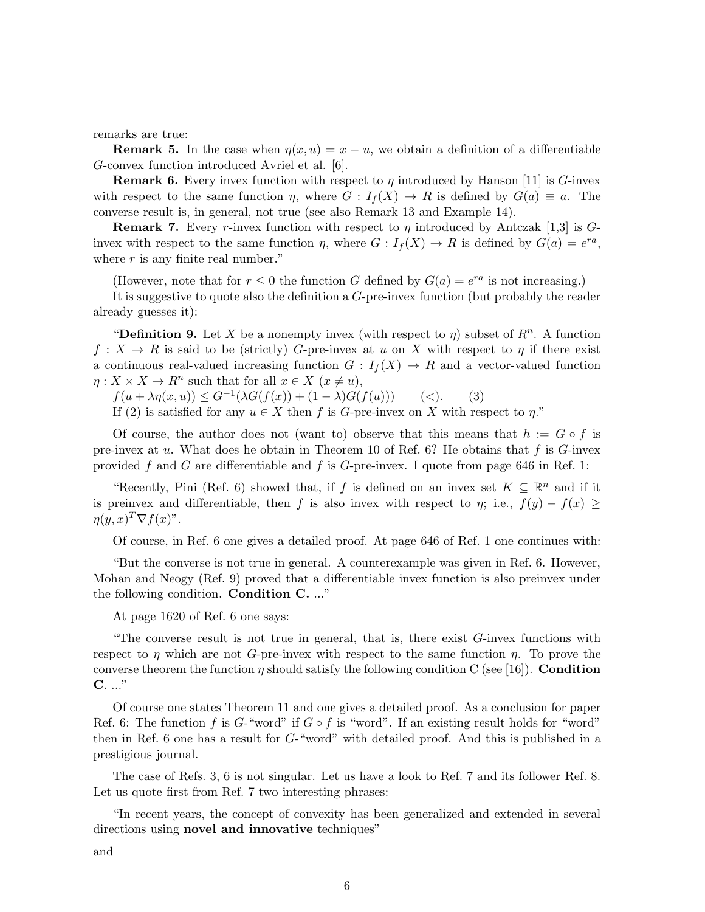remarks are true:

**Remark 5.** In the case when $\eta(x,u) = x - u$, we obtain a definition of a differentiable $G$-convex function introduced Avriel et al. [6].

**Remark 6.** Every invex function with respect to $\eta$ introduced by Hanson [11] is $G$-invex with respect to the same function $\eta$, where $G : I_f(X) \to R$ is defined by $G(a) \equiv a$. The converse result is, in general, not true (see also Remark 13 and Example 14).

**Remark 7.** Every $r$-invex function with respect to $\eta$ introduced by Antczak [1,3] is $G$-invex with respect to the same function $\eta$, where $G : I_f(X) \to R$ is defined by $G(a) = e^{ra}$, where $r$ is any finite real number."

(However, note that for $r \leq 0$ the function $G$ defined by $G(a) = e^{ra}$ is not increasing.)

It is suggestive to quote also the definition a $G$-pre-invex function (but probably the reader already guesses it):

"**Definition 9.** Let $X$ be a nonempty invex (with respect to $\eta$) subset of $R^n$. A function $f : X \to R$ is said to be (strictly) $G$-pre-invex at $u$ on $X$ with respect to $\eta$ if there exist a continuous real-valued increasing function $G : I_f(X) \to R$ and a vector-valued function $\eta : X \times X \to R^n$ such that for all $x \in X$ $(x \neq u)$,

$f(u + \lambda\eta(x,u)) \leq G^{-1}(\lambda G(f(x)) + (1-\lambda)G(f(u)))$ $\quad (<). \qquad (3)$

If (2) is satisfied for any $u \in X$ then $f$ is $G$-pre-invex on $X$ with respect to $\eta$."

Of course, the author does not (want to) observe that this means that $h := G \circ f$ is pre-invex at $u$. What does he obtain in Theorem 10 of Ref. 6? He obtains that $f$ is $G$-invex provided $f$ and $G$ are differentiable and $f$ is $G$-pre-invex. I quote from page 646 in Ref. 1:

"Recently, Pini (Ref. 6) showed that, if $f$ is defined on an invex set $K \subseteq \mathbb{R}^n$ and if it is preinvex and differentiable, then $f$ is also invex with respect to $\eta$; i.e., $f(y) - f(x) \geq \eta(y,x)^T \nabla f(x)$".

Of course, in Ref. 6 one gives a detailed proof. At page 646 of Ref. 1 one continues with:

"But the converse is not true in general. A counterexample was given in Ref. 6. However, Mohan and Neogy (Ref. 9) proved that a differentiable invex function is also preinvex under the following condition. **Condition C.** ..."

At page 1620 of Ref. 6 one says:

"The converse result is not true in general, that is, there exist $G$-invex functions with respect to $\eta$ which are not $G$-pre-invex with respect to the same function $\eta$. To prove the converse theorem the function $\eta$ should satisfy the following condition C (see [16]). **Condition C.** ..."

Of course one states Theorem 11 and one gives a detailed proof. As a conclusion for paper Ref. 6: The function $f$ is $G$-"word" if $G \circ f$ is "word". If an existing result holds for "word" then in Ref. 6 one has a result for $G$-"word" with detailed proof. And this is published in a prestigious journal.

The case of Refs. 3, 6 is not singular. Let us have a look to Ref. 7 and its follower Ref. 8. Let us quote first from Ref. 7 two interesting phrases:

"In recent years, the concept of convexity has been generalized and extended in several directions using **novel and innovative** techniques"

and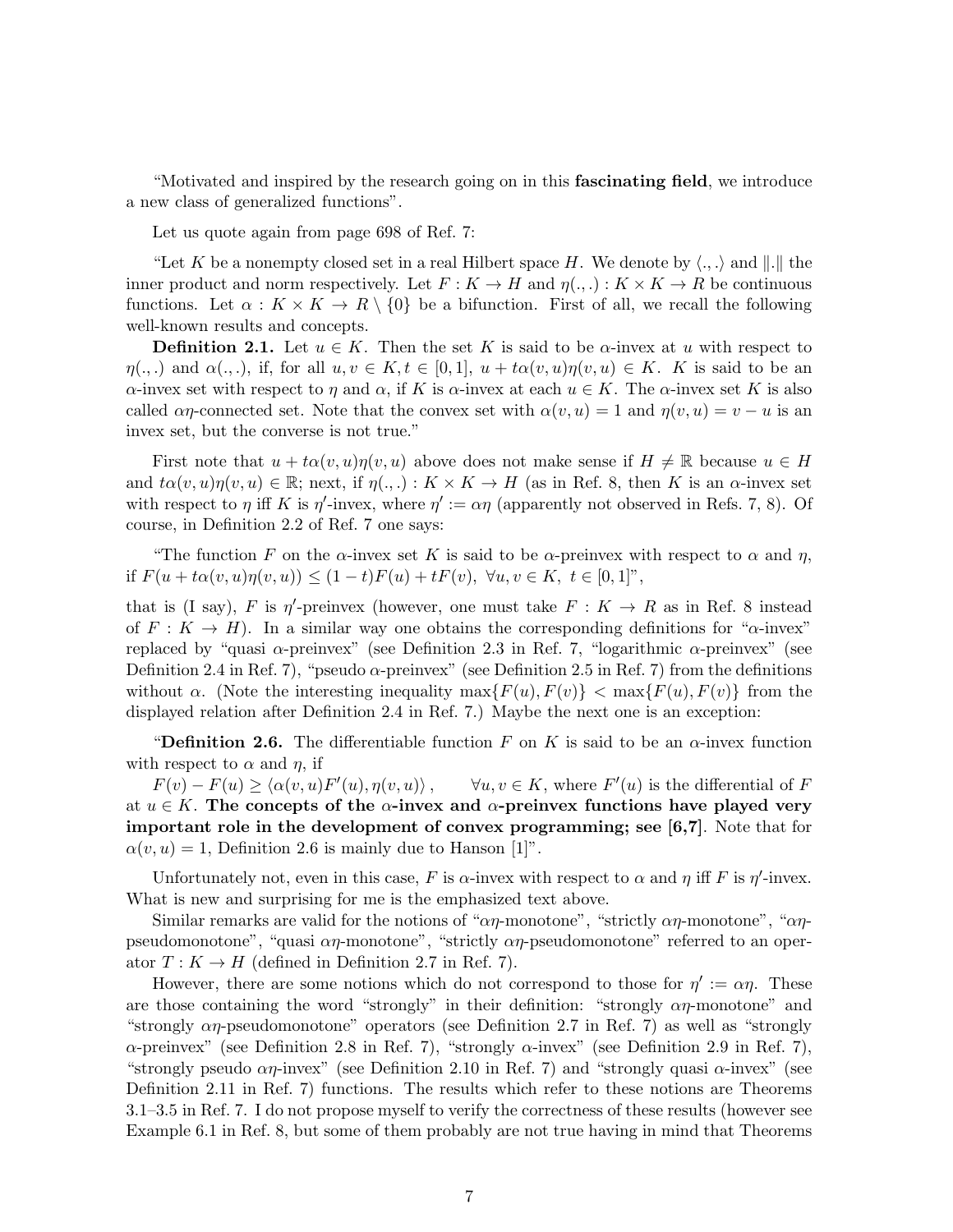"Motivated and inspired by the research going on in this **fascinating field**, we introduce a new class of generalized functions".

Let us quote again from page 698 of Ref. 7:

"Let $K$ be a nonempty closed set in a real Hilbert space $H$. We denote by $\langle .,. \rangle$ and $\|.\|$ the inner product and norm respectively. Let $F : K \to H$ and $\eta(.,.) : K \times K \to R$ be continuous functions. Let $\alpha : K \times K \to R \setminus \{0\}$ be a bifunction. First of all, we recall the following well-known results and concepts.

**Definition 2.1.** Let $u \in K$. Then the set $K$ is said to be $\alpha$-invex at $u$ with respect to $\eta(.,.)$ and $\alpha(.,.)$, if, for all $u, v \in K, t \in [0,1]$, $u + t\alpha(v,u)\eta(v,u) \in K$. $K$ is said to be an $\alpha$-invex set with respect to $\eta$ and $\alpha$, if $K$ is $\alpha$-invex at each $u \in K$. The $\alpha$-invex set $K$ is also called $\alpha\eta$-connected set. Note that the convex set with $\alpha(v,u) = 1$ and $\eta(v,u) = v - u$ is an invex set, but the converse is not true."

First note that $u + t\alpha(v,u)\eta(v,u)$ above does not make sense if $H \neq \mathbb{R}$ because $u \in H$ and $t\alpha(v,u)\eta(v,u) \in \mathbb{R}$; next, if $\eta(.,.) : K \times K \to H$ (as in Ref. 8, then $K$ is an $\alpha$-invex set with respect to $\eta$ iff $K$ is $\eta'$-invex, where $\eta' := \alpha\eta$ (apparently not observed in Refs. 7, 8). Of course, in Definition 2.2 of Ref. 7 one says:

"The function $F$ on the $\alpha$-invex set $K$ is said to be $\alpha$-preinvex with respect to $\alpha$ and $\eta$, if $F(u + t\alpha(v,u)\eta(v,u)) \leq (1-t)F(u) + tF(v), \ \forall u, v \in K, \ t \in [0,1]$",

that is (I say), $F$ is $\eta'$-preinvex (however, one must take $F : K \to R$ as in Ref. 8 instead of $F : K \to H$). In a similar way one obtains the corresponding definitions for "$\alpha$-invex" replaced by "quasi $\alpha$-preinvex" (see Definition 2.3 in Ref. 7, "logarithmic $\alpha$-preinvex" (see Definition 2.4 in Ref. 7), "pseudo $\alpha$-preinvex" (see Definition 2.5 in Ref. 7) from the definitions without $\alpha$. (Note the interesting inequality $\max\{F(u), F(v)\} < \max\{F(u), F(v)\}$ from the displayed relation after Definition 2.4 in Ref. 7.) Maybe the next one is an exception:

"**Definition 2.6.** The differentiable function $F$ on $K$ is said to be an $\alpha$-invex function with respect to $\alpha$ and $\eta$, if

$F(v) - F(u) \geq \langle \alpha(v,u)F'(u), \eta(v,u) \rangle$, $\qquad \forall u, v \in K$, where $F'(u)$ is the differential of $F$ at $u \in K$. **The concepts of the $\alpha$-invex and $\alpha$-preinvex functions have played very important role in the development of convex programming; see [6,7]**. Note that for $\alpha(v,u) = 1$, Definition 2.6 is mainly due to Hanson [1]".

Unfortunately not, even in this case, $F$ is $\alpha$-invex with respect to $\alpha$ and $\eta$ iff $F$ is $\eta'$-invex. What is new and surprising for me is the emphasized text above.

Similar remarks are valid for the notions of "$\alpha\eta$-monotone", "strictly $\alpha\eta$-monotone", "$\alpha\eta$-pseudomonotone", "quasi $\alpha\eta$-monotone", "strictly $\alpha\eta$-pseudomonotone" referred to an operator $T : K \to H$ (defined in Definition 2.7 in Ref. 7).

However, there are some notions which do not correspond to those for $\eta' := \alpha\eta$. These are those containing the word "strongly" in their definition: "strongly $\alpha\eta$-monotone" and "strongly $\alpha\eta$-pseudomonotone" operators (see Definition 2.7 in Ref. 7) as well as "strongly $\alpha$-preinvex" (see Definition 2.8 in Ref. 7), "strongly $\alpha$-invex" (see Definition 2.9 in Ref. 7), "strongly pseudo $\alpha\eta$-invex" (see Definition 2.10 in Ref. 7) and "strongly quasi $\alpha$-invex" (see Definition 2.11 in Ref. 7) functions. The results which refer to these notions are Theorems 3.1–3.5 in Ref. 7. I do not propose myself to verify the correctness of these results (however see Example 6.1 in Ref. 8, but some of them probably are not true having in mind that Theorems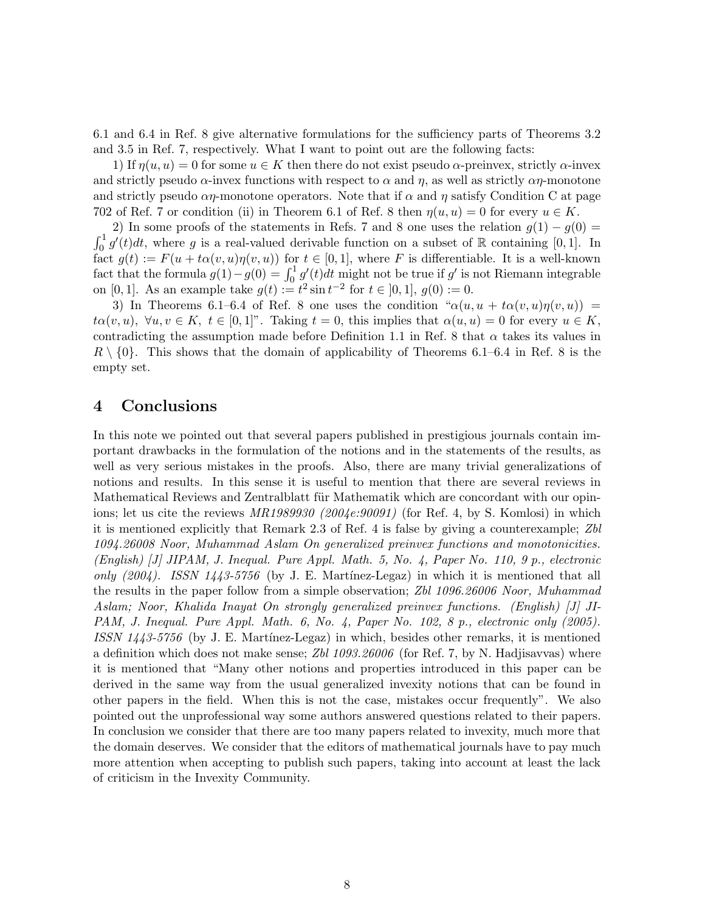6.1 and 6.4 in Ref. 8 give alternative formulations for the sufficiency parts of Theorems 3.2 and 3.5 in Ref. 7, respectively. What I want to point out are the following facts:

1) If $\eta(u,u) = 0$ for some $u \in K$ then there do not exist pseudo $\alpha$-preinvex, strictly $\alpha$-invex and strictly pseudo $\alpha$-invex functions with respect to $\alpha$ and $\eta$, as well as strictly $\alpha\eta$-monotone and strictly pseudo $\alpha\eta$-monotone operators. Note that if $\alpha$ and $\eta$ satisfy Condition C at page 702 of Ref. 7 or condition (ii) in Theorem 6.1 of Ref. 8 then $\eta(u,u) = 0$ for every $u \in K$.

2) In some proofs of the statements in Refs. 7 and 8 one uses the relation $g(1) - g(0) = \int_0^1 g'(t)dt$, where $g$ is a real-valued derivable function on a subset of $\mathbb{R}$ containing $[0,1]$. In fact $g(t) := F(u + t\alpha(v,u)\eta(v,u))$ for $t \in [0,1]$, where $F$ is differentiable. It is a well-known fact that the formula $g(1) - g(0) = \int_0^1 g'(t)dt$ might not be true if $g'$ is not Riemann integrable on $[0,1]$. As an example take $g(t) := t^2 \sin t^{-2}$ for $t \in ]0,1]$, $g(0) := 0$.

3) In Theorems 6.1–6.4 of Ref. 8 one uses the condition "$\alpha(u, u + t\alpha(v,u)\eta(v,u)) = t\alpha(v,u),\ \forall u,v \in K,\ t \in [0,1]$". Taking $t = 0$, this implies that $\alpha(u,u) = 0$ for every $u \in K$, contradicting the assumption made before Definition 1.1 in Ref. 8 that $\alpha$ takes its values in $R \setminus \{0\}$. This shows that the domain of applicability of Theorems 6.1–6.4 in Ref. 8 is the empty set.

## 4 Conclusions

In this note we pointed out that several papers published in prestigious journals contain important drawbacks in the formulation of the notions and in the statements of the results, as well as very serious mistakes in the proofs. Also, there are many trivial generalizations of notions and results. In this sense it is useful to mention that there are several reviews in Mathematical Reviews and Zentralblatt für Mathematik which are concordant with our opinions; let us cite the reviews *MR1989930 (2004e:90091)* (for Ref. 4, by S. Komlosi) in which it is mentioned explicitly that Remark 2.3 of Ref. 4 is false by giving a counterexample; *Zbl 1094.26008 Noor, Muhammad Aslam On generalized preinvex functions and monotonicities. (English) [J] JIPAM, J. Inequal. Pure Appl. Math. 5, No. 4, Paper No. 110, 9 p., electronic only (2004). ISSN 1443-5756* (by J. E. Martínez-Legaz) in which it is mentioned that all the results in the paper follow from a simple observation; *Zbl 1096.26006 Noor, Muhammad Aslam; Noor, Khalida Inayat On strongly generalized preinvex functions. (English) [J] JIPAM, J. Inequal. Pure Appl. Math. 6, No. 4, Paper No. 102, 8 p., electronic only (2005). ISSN 1443-5756* (by J. E. Martínez-Legaz) in which, besides other remarks, it is mentioned a definition which does not make sense; *Zbl 1093.26006* (for Ref. 7, by N. Hadjisavvas) where it is mentioned that "Many other notions and properties introduced in this paper can be derived in the same way from the usual generalized invexity notions that can be found in other papers in the field. When this is not the case, mistakes occur frequently". We also pointed out the unprofessional way some authors answered questions related to their papers. In conclusion we consider that there are too many papers related to invexity, much more that the domain deserves. We consider that the editors of mathematical journals have to pay much more attention when accepting to publish such papers, taking into account at least the lack of criticism in the Invexity Community.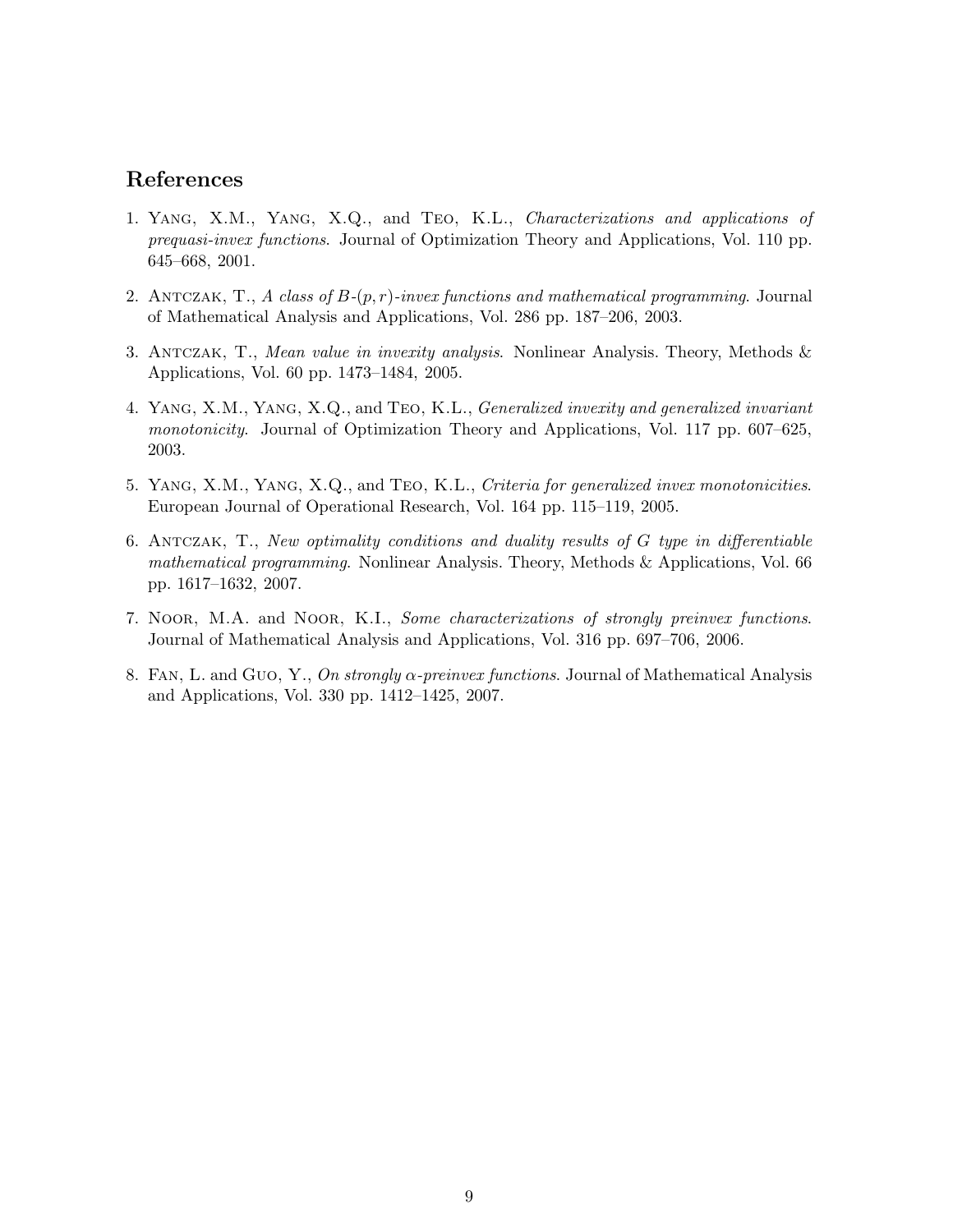## References

1. Yang, X.M., Yang, X.Q., and Teo, K.L., *Characterizations and applications of prequasi-invex functions*. Journal of Optimization Theory and Applications, Vol. 110 pp. 645–668, 2001.

2. Antczak, T., *A class of $B$-$(p,r)$-invex functions and mathematical programming*. Journal of Mathematical Analysis and Applications, Vol. 286 pp. 187–206, 2003.

3. Antczak, T., *Mean value in invexity analysis*. Nonlinear Analysis. Theory, Methods & Applications, Vol. 60 pp. 1473–1484, 2005.

4. Yang, X.M., Yang, X.Q., and Teo, K.L., *Generalized invexity and generalized invariant monotonicity*. Journal of Optimization Theory and Applications, Vol. 117 pp. 607–625, 2003.

5. Yang, X.M., Yang, X.Q., and Teo, K.L., *Criteria for generalized invex monotonicities*. European Journal of Operational Research, Vol. 164 pp. 115–119, 2005.

6. Antczak, T., *New optimality conditions and duality results of $G$ type in differentiable mathematical programming*. Nonlinear Analysis. Theory, Methods & Applications, Vol. 66 pp. 1617–1632, 2007.

7. Noor, M.A. and Noor, K.I., *Some characterizations of strongly preinvex functions*. Journal of Mathematical Analysis and Applications, Vol. 316 pp. 697–706, 2006.

8. Fan, L. and Guo, Y., *On strongly $\alpha$-preinvex functions*. Journal of Mathematical Analysis and Applications, Vol. 330 pp. 1412–1425, 2007.